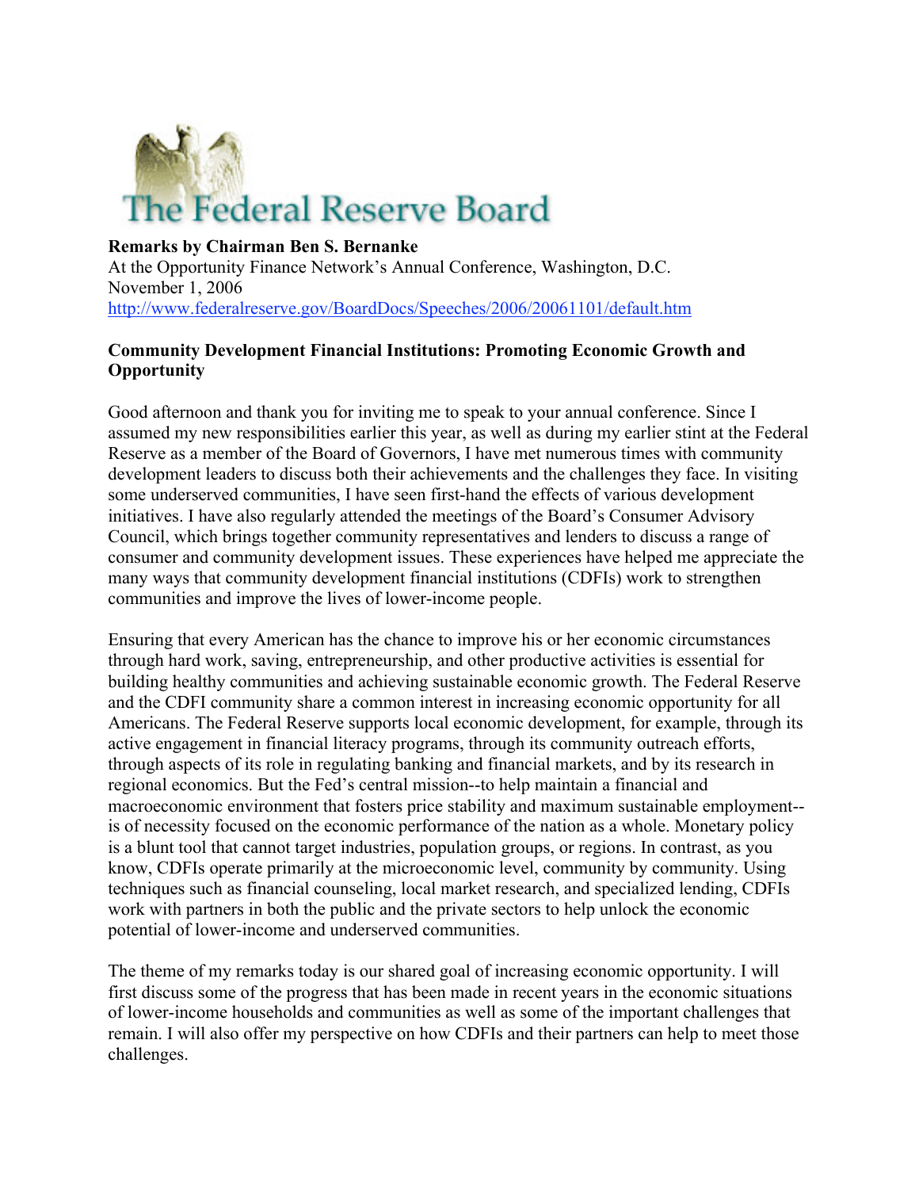# The Federal Reserve Board

**Remarks by Chairman Ben S. Bernanke**
At the Opportunity Finance Network's Annual Conference, Washington, D.C.
November 1, 2006
http://www.federalreserve.gov/BoardDocs/Speeches/2006/20061101/default.htm

**Community Development Financial Institutions: Promoting Economic Growth and Opportunity**

Good afternoon and thank you for inviting me to speak to your annual conference. Since I assumed my new responsibilities earlier this year, as well as during my earlier stint at the Federal Reserve as a member of the Board of Governors, I have met numerous times with community development leaders to discuss both their achievements and the challenges they face. In visiting some underserved communities, I have seen first-hand the effects of various development initiatives. I have also regularly attended the meetings of the Board's Consumer Advisory Council, which brings together community representatives and lenders to discuss a range of consumer and community development issues. These experiences have helped me appreciate the many ways that community development financial institutions (CDFIs) work to strengthen communities and improve the lives of lower-income people.

Ensuring that every American has the chance to improve his or her economic circumstances through hard work, saving, entrepreneurship, and other productive activities is essential for building healthy communities and achieving sustainable economic growth. The Federal Reserve and the CDFI community share a common interest in increasing economic opportunity for all Americans. The Federal Reserve supports local economic development, for example, through its active engagement in financial literacy programs, through its community outreach efforts, through aspects of its role in regulating banking and financial markets, and by its research in regional economics. But the Fed's central mission--to help maintain a financial and macroeconomic environment that fosters price stability and maximum sustainable employment--is of necessity focused on the economic performance of the nation as a whole. Monetary policy is a blunt tool that cannot target industries, population groups, or regions. In contrast, as you know, CDFIs operate primarily at the microeconomic level, community by community. Using techniques such as financial counseling, local market research, and specialized lending, CDFIs work with partners in both the public and the private sectors to help unlock the economic potential of lower-income and underserved communities.

The theme of my remarks today is our shared goal of increasing economic opportunity. I will first discuss some of the progress that has been made in recent years in the economic situations of lower-income households and communities as well as some of the important challenges that remain. I will also offer my perspective on how CDFIs and their partners can help to meet those challenges.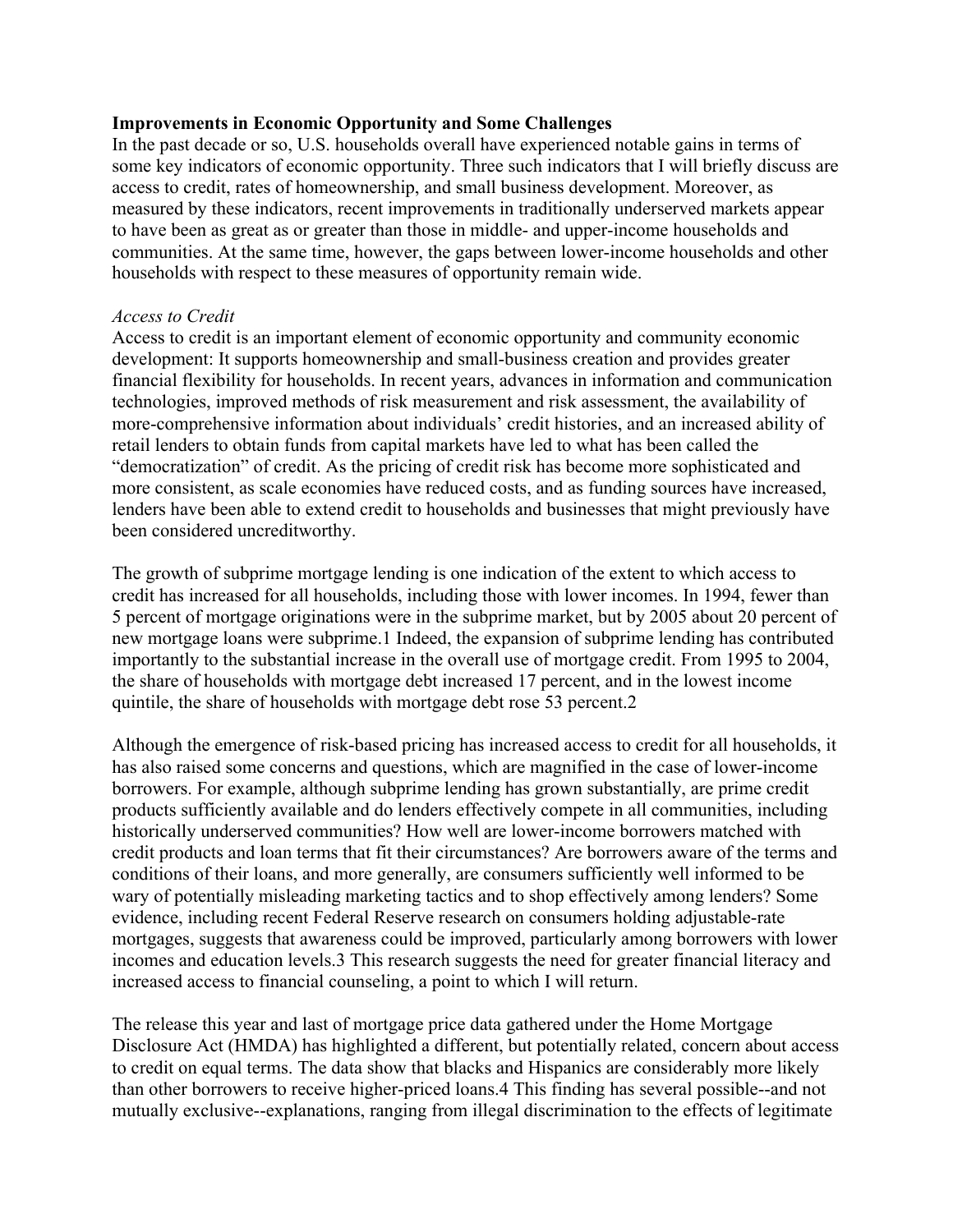**Improvements in Economic Opportunity and Some Challenges**

In the past decade or so, U.S. households overall have experienced notable gains in terms of some key indicators of economic opportunity. Three such indicators that I will briefly discuss are access to credit, rates of homeownership, and small business development. Moreover, as measured by these indicators, recent improvements in traditionally underserved markets appear to have been as great as or greater than those in middle- and upper-income households and communities. At the same time, however, the gaps between lower-income households and other households with respect to these measures of opportunity remain wide.

*Access to Credit*

Access to credit is an important element of economic opportunity and community economic development: It supports homeownership and small-business creation and provides greater financial flexibility for households. In recent years, advances in information and communication technologies, improved methods of risk measurement and risk assessment, the availability of more-comprehensive information about individuals' credit histories, and an increased ability of retail lenders to obtain funds from capital markets have led to what has been called the "democratization" of credit. As the pricing of credit risk has become more sophisticated and more consistent, as scale economies have reduced costs, and as funding sources have increased, lenders have been able to extend credit to households and businesses that might previously have been considered uncreditworthy.

The growth of subprime mortgage lending is one indication of the extent to which access to credit has increased for all households, including those with lower incomes. In 1994, fewer than 5 percent of mortgage originations were in the subprime market, but by 2005 about 20 percent of new mortgage loans were subprime.[1] Indeed, the expansion of subprime lending has contributed importantly to the substantial increase in the overall use of mortgage credit. From 1995 to 2004, the share of households with mortgage debt increased 17 percent, and in the lowest income quintile, the share of households with mortgage debt rose 53 percent.[2]

Although the emergence of risk-based pricing has increased access to credit for all households, it has also raised some concerns and questions, which are magnified in the case of lower-income borrowers. For example, although subprime lending has grown substantially, are prime credit products sufficiently available and do lenders effectively compete in all communities, including historically underserved communities? How well are lower-income borrowers matched with credit products and loan terms that fit their circumstances? Are borrowers aware of the terms and conditions of their loans, and more generally, are consumers sufficiently well informed to be wary of potentially misleading marketing tactics and to shop effectively among lenders? Some evidence, including recent Federal Reserve research on consumers holding adjustable-rate mortgages, suggests that awareness could be improved, particularly among borrowers with lower incomes and education levels.[3] This research suggests the need for greater financial literacy and increased access to financial counseling, a point to which I will return.

The release this year and last of mortgage price data gathered under the Home Mortgage Disclosure Act (HMDA) has highlighted a different, but potentially related, concern about access to credit on equal terms. The data show that blacks and Hispanics are considerably more likely than other borrowers to receive higher-priced loans.[4] This finding has several possible--and not mutually exclusive--explanations, ranging from illegal discrimination to the effects of legitimate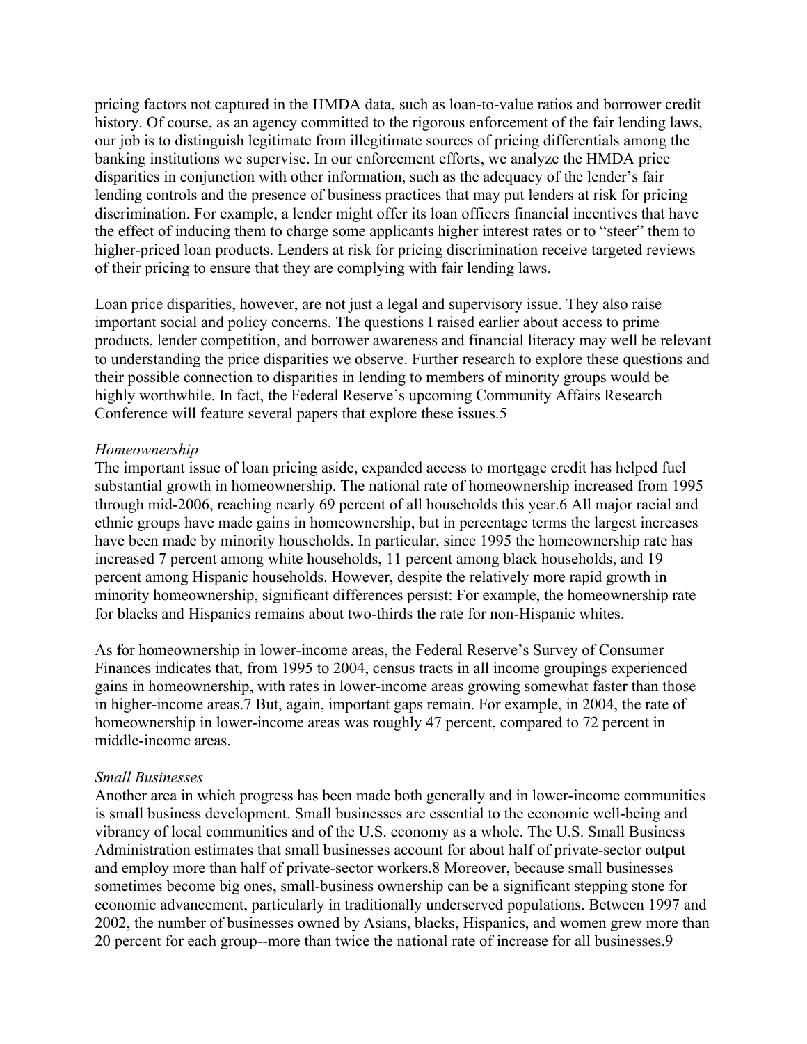pricing factors not captured in the HMDA data, such as loan-to-value ratios and borrower credit history. Of course, as an agency committed to the rigorous enforcement of the fair lending laws, our job is to distinguish legitimate from illegitimate sources of pricing differentials among the banking institutions we supervise. In our enforcement efforts, we analyze the HMDA price disparities in conjunction with other information, such as the adequacy of the lender's fair lending controls and the presence of business practices that may put lenders at risk for pricing discrimination. For example, a lender might offer its loan officers financial incentives that have the effect of inducing them to charge some applicants higher interest rates or to "steer" them to higher-priced loan products. Lenders at risk for pricing discrimination receive targeted reviews of their pricing to ensure that they are complying with fair lending laws.

Loan price disparities, however, are not just a legal and supervisory issue. They also raise important social and policy concerns. The questions I raised earlier about access to prime products, lender competition, and borrower awareness and financial literacy may well be relevant to understanding the price disparities we observe. Further research to explore these questions and their possible connection to disparities in lending to members of minority groups would be highly worthwhile. In fact, the Federal Reserve's upcoming Community Affairs Research Conference will feature several papers that explore these issues.[5]

*Homeownership*

The important issue of loan pricing aside, expanded access to mortgage credit has helped fuel substantial growth in homeownership. The national rate of homeownership increased from 1995 through mid-2006, reaching nearly 69 percent of all households this year.[6] All major racial and ethnic groups have made gains in homeownership, but in percentage terms the largest increases have been made by minority households. In particular, since 1995 the homeownership rate has increased 7 percent among white households, 11 percent among black households, and 19 percent among Hispanic households. However, despite the relatively more rapid growth in minority homeownership, significant differences persist: For example, the homeownership rate for blacks and Hispanics remains about two-thirds the rate for non-Hispanic whites.

As for homeownership in lower-income areas, the Federal Reserve's Survey of Consumer Finances indicates that, from 1995 to 2004, census tracts in all income groupings experienced gains in homeownership, with rates in lower-income areas growing somewhat faster than those in higher-income areas.[7] But, again, important gaps remain. For example, in 2004, the rate of homeownership in lower-income areas was roughly 47 percent, compared to 72 percent in middle-income areas.

*Small Businesses*

Another area in which progress has been made both generally and in lower-income communities is small business development. Small businesses are essential to the economic well-being and vibrancy of local communities and of the U.S. economy as a whole. The U.S. Small Business Administration estimates that small businesses account for about half of private-sector output and employ more than half of private-sector workers.[8] Moreover, because small businesses sometimes become big ones, small-business ownership can be a significant stepping stone for economic advancement, particularly in traditionally underserved populations. Between 1997 and 2002, the number of businesses owned by Asians, blacks, Hispanics, and women grew more than 20 percent for each group--more than twice the national rate of increase for all businesses.[9]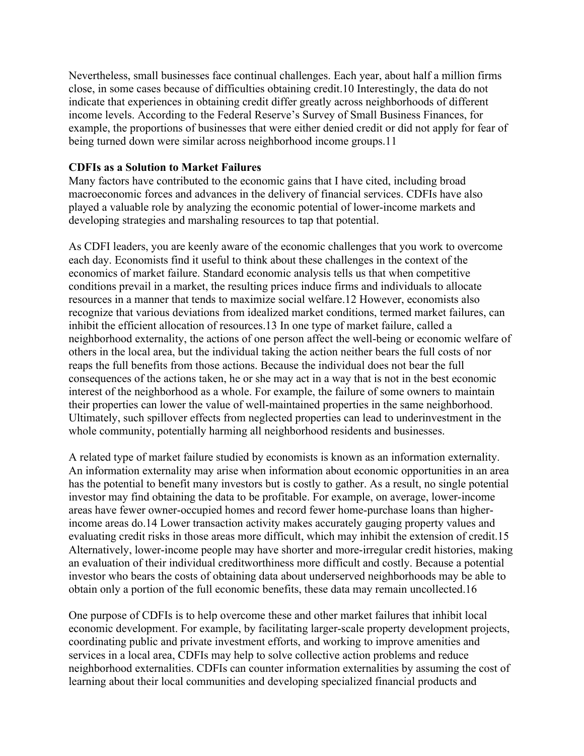Nevertheless, small businesses face continual challenges. Each year, about half a million firms close, in some cases because of difficulties obtaining credit.[10] Interestingly, the data do not indicate that experiences in obtaining credit differ greatly across neighborhoods of different income levels. According to the Federal Reserve's Survey of Small Business Finances, for example, the proportions of businesses that were either denied credit or did not apply for fear of being turned down were similar across neighborhood income groups.[11]

**CDFIs as a Solution to Market Failures**

Many factors have contributed to the economic gains that I have cited, including broad macroeconomic forces and advances in the delivery of financial services. CDFIs have also played a valuable role by analyzing the economic potential of lower-income markets and developing strategies and marshaling resources to tap that potential.

As CDFI leaders, you are keenly aware of the economic challenges that you work to overcome each day. Economists find it useful to think about these challenges in the context of the economics of market failure. Standard economic analysis tells us that when competitive conditions prevail in a market, the resulting prices induce firms and individuals to allocate resources in a manner that tends to maximize social welfare.[12] However, economists also recognize that various deviations from idealized market conditions, termed market failures, can inhibit the efficient allocation of resources.[13] In one type of market failure, called a neighborhood externality, the actions of one person affect the well-being or economic welfare of others in the local area, but the individual taking the action neither bears the full costs of nor reaps the full benefits from those actions. Because the individual does not bear the full consequences of the actions taken, he or she may act in a way that is not in the best economic interest of the neighborhood as a whole. For example, the failure of some owners to maintain their properties can lower the value of well-maintained properties in the same neighborhood. Ultimately, such spillover effects from neglected properties can lead to underinvestment in the whole community, potentially harming all neighborhood residents and businesses.

A related type of market failure studied by economists is known as an information externality. An information externality may arise when information about economic opportunities in an area has the potential to benefit many investors but is costly to gather. As a result, no single potential investor may find obtaining the data to be profitable. For example, on average, lower-income areas have fewer owner-occupied homes and record fewer home-purchase loans than higher-income areas do.[14] Lower transaction activity makes accurately gauging property values and evaluating credit risks in those areas more difficult, which may inhibit the extension of credit.[15] Alternatively, lower-income people may have shorter and more-irregular credit histories, making an evaluation of their individual creditworthiness more difficult and costly. Because a potential investor who bears the costs of obtaining data about underserved neighborhoods may be able to obtain only a portion of the full economic benefits, these data may remain uncollected.[16]

One purpose of CDFIs is to help overcome these and other market failures that inhibit local economic development. For example, by facilitating larger-scale property development projects, coordinating public and private investment efforts, and working to improve amenities and services in a local area, CDFIs may help to solve collective action problems and reduce neighborhood externalities. CDFIs can counter information externalities by assuming the cost of learning about their local communities and developing specialized financial products and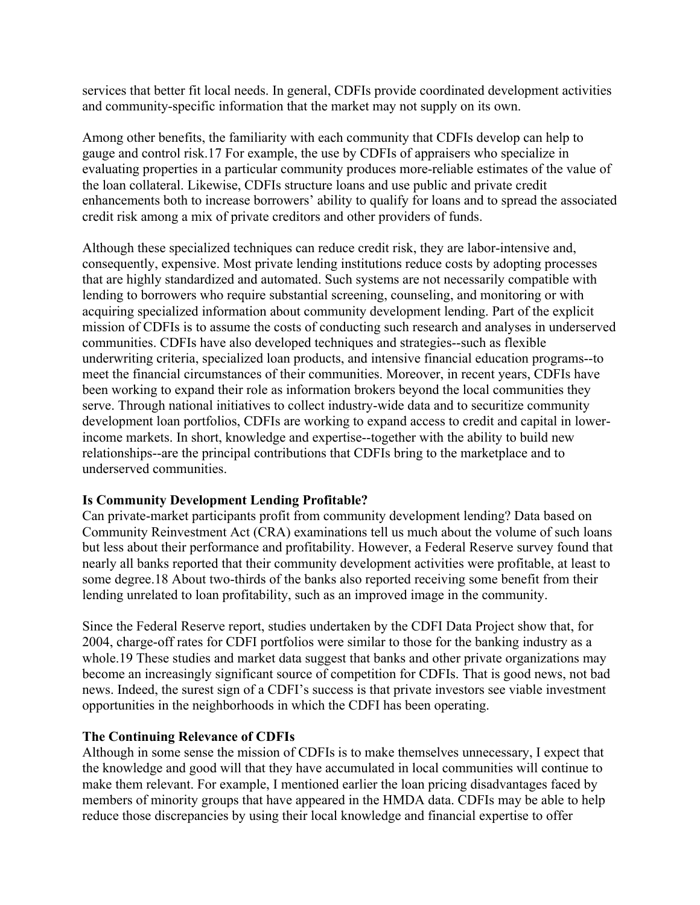services that better fit local needs. In general, CDFIs provide coordinated development activities and community-specific information that the market may not supply on its own.

Among other benefits, the familiarity with each community that CDFIs develop can help to gauge and control risk.[17] For example, the use by CDFIs of appraisers who specialize in evaluating properties in a particular community produces more-reliable estimates of the value of the loan collateral. Likewise, CDFIs structure loans and use public and private credit enhancements both to increase borrowers' ability to qualify for loans and to spread the associated credit risk among a mix of private creditors and other providers of funds.

Although these specialized techniques can reduce credit risk, they are labor-intensive and, consequently, expensive. Most private lending institutions reduce costs by adopting processes that are highly standardized and automated. Such systems are not necessarily compatible with lending to borrowers who require substantial screening, counseling, and monitoring or with acquiring specialized information about community development lending. Part of the explicit mission of CDFIs is to assume the costs of conducting such research and analyses in underserved communities. CDFIs have also developed techniques and strategies--such as flexible underwriting criteria, specialized loan products, and intensive financial education programs--to meet the financial circumstances of their communities. Moreover, in recent years, CDFIs have been working to expand their role as information brokers beyond the local communities they serve. Through national initiatives to collect industry-wide data and to securitize community development loan portfolios, CDFIs are working to expand access to credit and capital in lower-income markets. In short, knowledge and expertise--together with the ability to build new relationships--are the principal contributions that CDFIs bring to the marketplace and to underserved communities.

**Is Community Development Lending Profitable?**

Can private-market participants profit from community development lending? Data based on Community Reinvestment Act (CRA) examinations tell us much about the volume of such loans but less about their performance and profitability. However, a Federal Reserve survey found that nearly all banks reported that their community development activities were profitable, at least to some degree.[18] About two-thirds of the banks also reported receiving some benefit from their lending unrelated to loan profitability, such as an improved image in the community.

Since the Federal Reserve report, studies undertaken by the CDFI Data Project show that, for 2004, charge-off rates for CDFI portfolios were similar to those for the banking industry as a whole.[19] These studies and market data suggest that banks and other private organizations may become an increasingly significant source of competition for CDFIs. That is good news, not bad news. Indeed, the surest sign of a CDFI's success is that private investors see viable investment opportunities in the neighborhoods in which the CDFI has been operating.

**The Continuing Relevance of CDFIs**

Although in some sense the mission of CDFIs is to make themselves unnecessary, I expect that the knowledge and good will that they have accumulated in local communities will continue to make them relevant. For example, I mentioned earlier the loan pricing disadvantages faced by members of minority groups that have appeared in the HMDA data. CDFIs may be able to help reduce those discrepancies by using their local knowledge and financial expertise to offer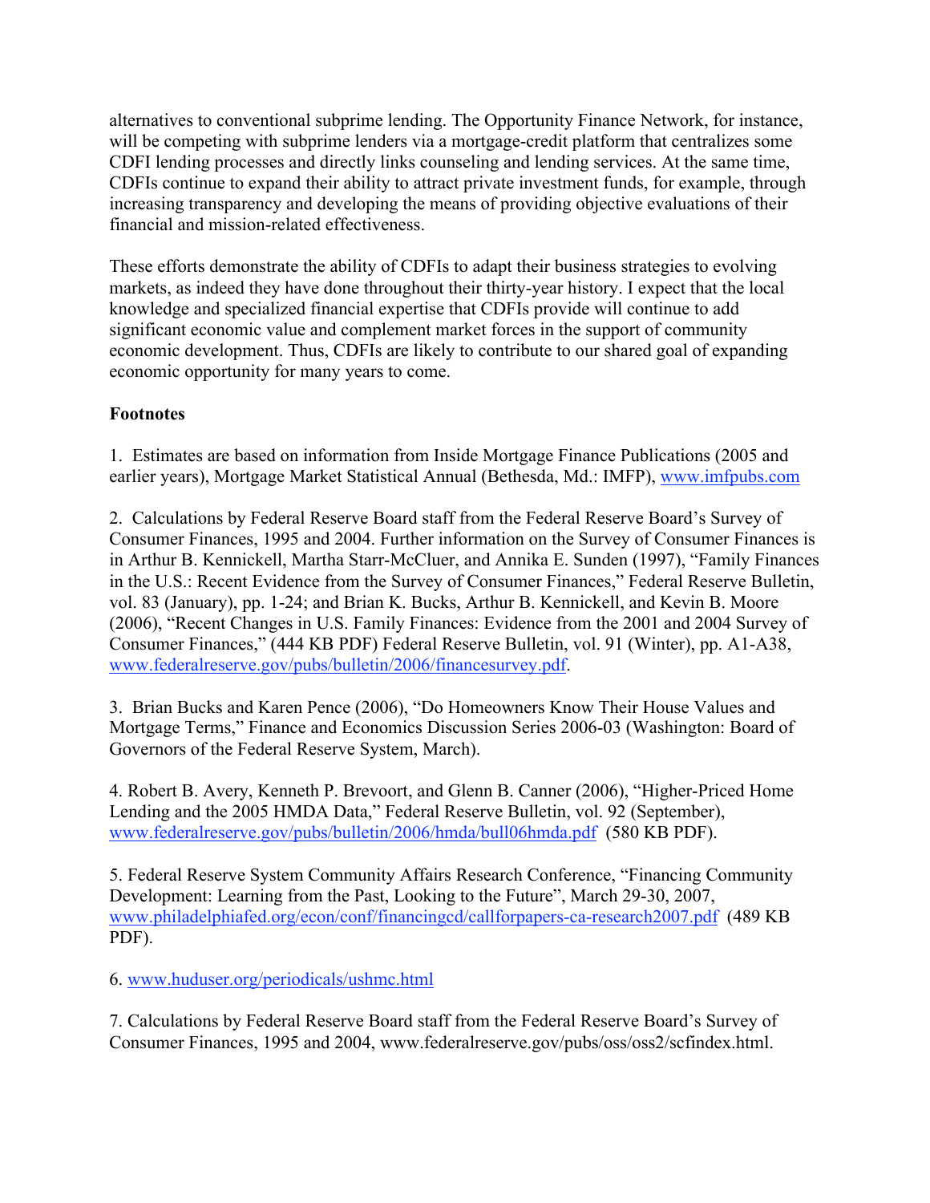alternatives to conventional subprime lending. The Opportunity Finance Network, for instance, will be competing with subprime lenders via a mortgage-credit platform that centralizes some CDFI lending processes and directly links counseling and lending services. At the same time, CDFIs continue to expand their ability to attract private investment funds, for example, through increasing transparency and developing the means of providing objective evaluations of their financial and mission-related effectiveness.

These efforts demonstrate the ability of CDFIs to adapt their business strategies to evolving markets, as indeed they have done throughout their thirty-year history. I expect that the local knowledge and specialized financial expertise that CDFIs provide will continue to add significant economic value and complement market forces in the support of community economic development. Thus, CDFIs are likely to contribute to our shared goal of expanding economic opportunity for many years to come.

**Footnotes**

1. Estimates are based on information from Inside Mortgage Finance Publications (2005 and earlier years), Mortgage Market Statistical Annual (Bethesda, Md.: IMFP), www.imfpubs.com

2. Calculations by Federal Reserve Board staff from the Federal Reserve Board's Survey of Consumer Finances, 1995 and 2004. Further information on the Survey of Consumer Finances is in Arthur B. Kennickell, Martha Starr-McCluer, and Annika E. Sunden (1997), "Family Finances in the U.S.: Recent Evidence from the Survey of Consumer Finances," Federal Reserve Bulletin, vol. 83 (January), pp. 1-24; and Brian K. Bucks, Arthur B. Kennickell, and Kevin B. Moore (2006), "Recent Changes in U.S. Family Finances: Evidence from the 2001 and 2004 Survey of Consumer Finances," (444 KB PDF) Federal Reserve Bulletin, vol. 91 (Winter), pp. A1-A38, www.federalreserve.gov/pubs/bulletin/2006/financesurvey.pdf.

3. Brian Bucks and Karen Pence (2006), "Do Homeowners Know Their House Values and Mortgage Terms," Finance and Economics Discussion Series 2006-03 (Washington: Board of Governors of the Federal Reserve System, March).

4. Robert B. Avery, Kenneth P. Brevoort, and Glenn B. Canner (2006), "Higher-Priced Home Lending and the 2005 HMDA Data," Federal Reserve Bulletin, vol. 92 (September), www.federalreserve.gov/pubs/bulletin/2006/hmda/bull06hmda.pdf (580 KB PDF).

5. Federal Reserve System Community Affairs Research Conference, "Financing Community Development: Learning from the Past, Looking to the Future", March 29-30, 2007, www.philadelphiafed.org/econ/conf/financingcd/callforpapers-ca-research2007.pdf (489 KB PDF).

6. www.huduser.org/periodicals/ushmc.html

7. Calculations by Federal Reserve Board staff from the Federal Reserve Board's Survey of Consumer Finances, 1995 and 2004, www.federalreserve.gov/pubs/oss/oss2/scfindex.html.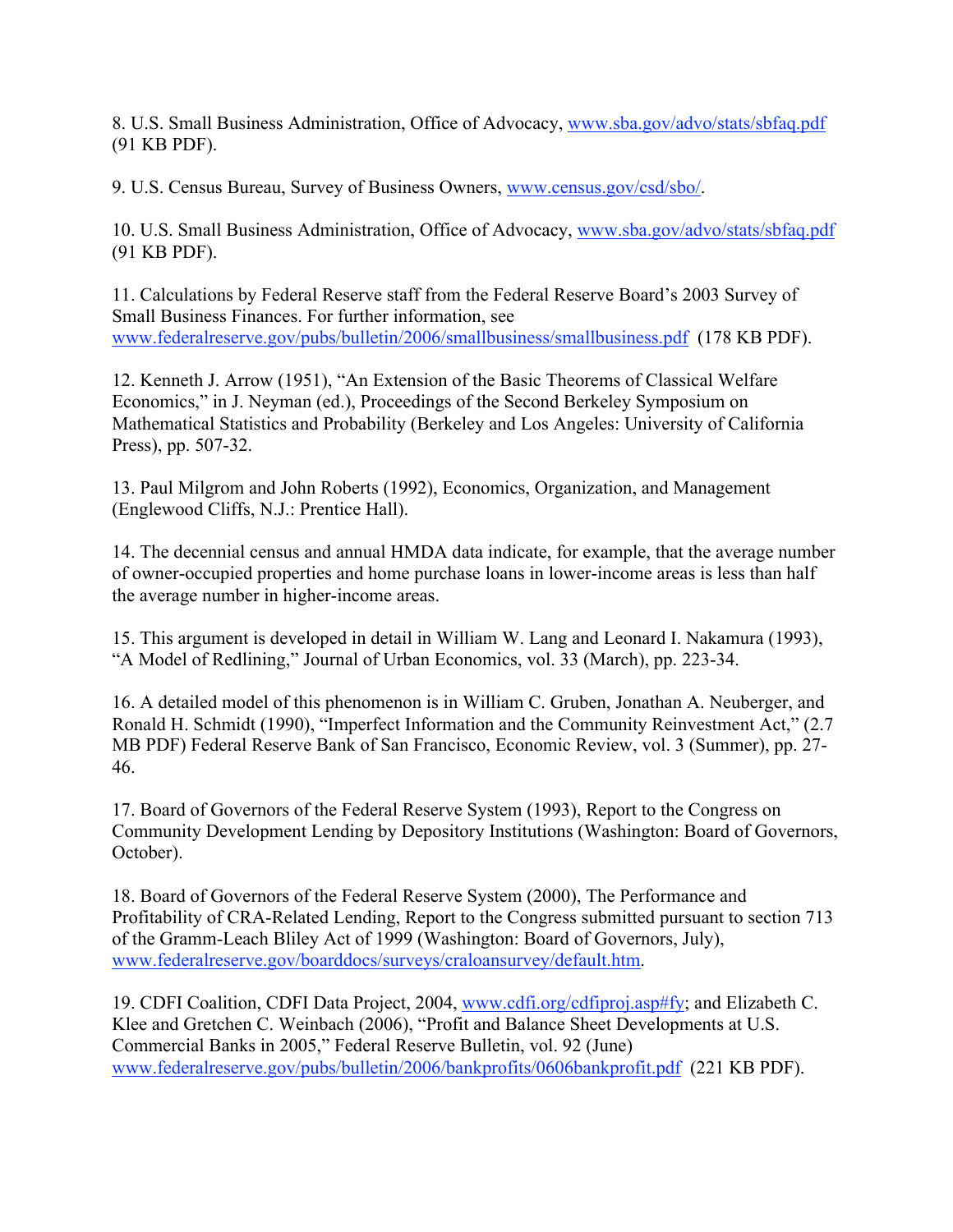8. U.S. Small Business Administration, Office of Advocacy, www.sba.gov/advo/stats/sbfaq.pdf (91 KB PDF).

9. U.S. Census Bureau, Survey of Business Owners, www.census.gov/csd/sbo/.

10. U.S. Small Business Administration, Office of Advocacy, www.sba.gov/advo/stats/sbfaq.pdf (91 KB PDF).

11. Calculations by Federal Reserve staff from the Federal Reserve Board's 2003 Survey of Small Business Finances. For further information, see www.federalreserve.gov/pubs/bulletin/2006/smallbusiness/smallbusiness.pdf (178 KB PDF).

12. Kenneth J. Arrow (1951), "An Extension of the Basic Theorems of Classical Welfare Economics," in J. Neyman (ed.), Proceedings of the Second Berkeley Symposium on Mathematical Statistics and Probability (Berkeley and Los Angeles: University of California Press), pp. 507-32.

13. Paul Milgrom and John Roberts (1992), Economics, Organization, and Management (Englewood Cliffs, N.J.: Prentice Hall).

14. The decennial census and annual HMDA data indicate, for example, that the average number of owner-occupied properties and home purchase loans in lower-income areas is less than half the average number in higher-income areas.

15. This argument is developed in detail in William W. Lang and Leonard I. Nakamura (1993), "A Model of Redlining," Journal of Urban Economics, vol. 33 (March), pp. 223-34.

16. A detailed model of this phenomenon is in William C. Gruben, Jonathan A. Neuberger, and Ronald H. Schmidt (1990), "Imperfect Information and the Community Reinvestment Act," (2.7 MB PDF) Federal Reserve Bank of San Francisco, Economic Review, vol. 3 (Summer), pp. 27-46.

17. Board of Governors of the Federal Reserve System (1993), Report to the Congress on Community Development Lending by Depository Institutions (Washington: Board of Governors, October).

18. Board of Governors of the Federal Reserve System (2000), The Performance and Profitability of CRA-Related Lending, Report to the Congress submitted pursuant to section 713 of the Gramm-Leach Bliley Act of 1999 (Washington: Board of Governors, July), www.federalreserve.gov/boarddocs/surveys/craloansurvey/default.htm.

19. CDFI Coalition, CDFI Data Project, 2004, www.cdfi.org/cdfiproj.asp#fy; and Elizabeth C. Klee and Gretchen C. Weinbach (2006), "Profit and Balance Sheet Developments at U.S. Commercial Banks in 2005," Federal Reserve Bulletin, vol. 92 (June) www.federalreserve.gov/pubs/bulletin/2006/bankprofits/0606bankprofit.pdf (221 KB PDF).